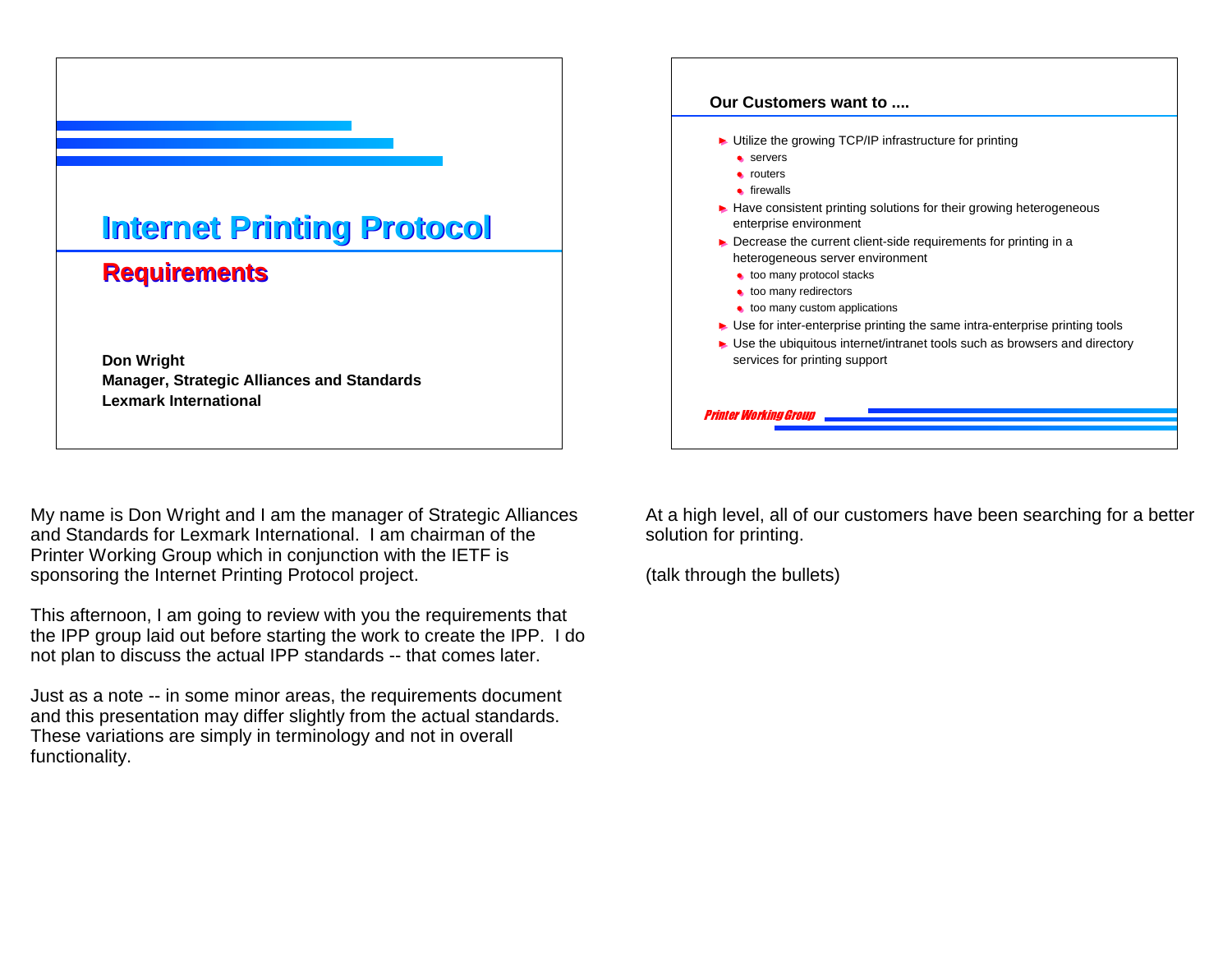# Internet Printing Protocol

## Requirements

**Don Wright**
**Manager, Strategic Alliances and Standards**
**Lexmark International**

My name is Don Wright and I am the manager of Strategic Alliances and Standards for Lexmark International. I am chairman of the Printer Working Group which in conjunction with the IETF is sponsoring the Internet Printing Protocol project.

This afternoon, I am going to review with you the requirements that the IPP group laid out before starting the work to create the IPP. I do not plan to discuss the actual IPP standards -- that comes later.

Just as a note -- in some minor areas, the requirements document and this presentation may differ slightly from the actual standards. These variations are simply in terminology and not in overall functionality.

---

**Our Customers want to ....**

- Utilize the growing TCP/IP infrastructure for printing
  - servers
  - routers
  - firewalls
- Have consistent printing solutions for their growing heterogeneous enterprise environment
- Decrease the current client-side requirements for printing in a heterogeneous server environment
  - too many protocol stacks
  - too many redirectors
  - too many custom applications
- Use for inter-enterprise printing the same intra-enterprise printing tools
- Use the ubiquitous internet/intranet tools such as browsers and directory services for printing support

*Printer Working Group*

At a high level, all of our customers have been searching for a better solution for printing.

(talk through the bullets)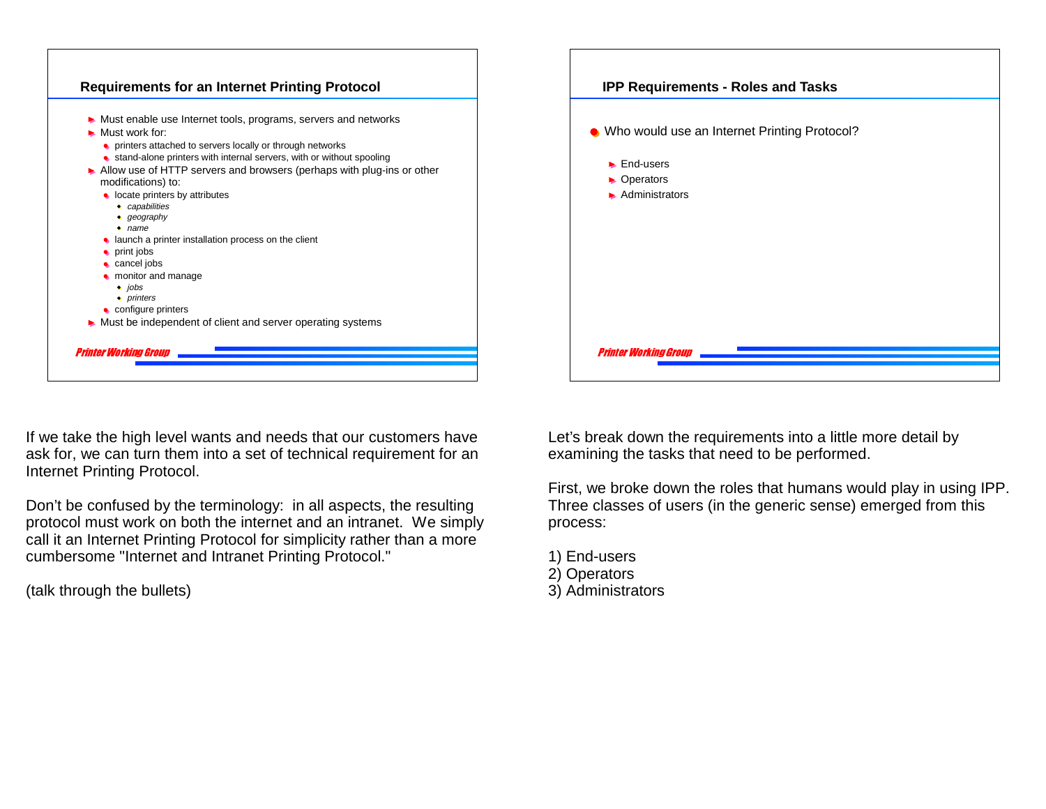## Requirements for an Internet Printing Protocol

- Must enable use Internet tools, programs, servers and networks
- Must work for:
  - printers attached to servers locally or through networks
  - stand-alone printers with internal servers, with or without spooling
- Allow use of HTTP servers and browsers (perhaps with plug-ins or other modifications) to:
  - locate printers by attributes
    - *capabilities*
    - *geography*
    - *name*
  - launch a printer installation process on the client
  - print jobs
  - cancel jobs
  - monitor and manage
    - *jobs*
    - *printers*
  - configure printers
- Must be independent of client and server operating systems

*Printer Working Group*

If we take the high level wants and needs that our customers have ask for, we can turn them into a set of technical requirement for an Internet Printing Protocol.

Don't be confused by the terminology: in all aspects, the resulting protocol must work on both the internet and an intranet. We simply call it an Internet Printing Protocol for simplicity rather than a more cumbersome "Internet and Intranet Printing Protocol."

(talk through the bullets)

## IPP Requirements - Roles and Tasks

- Who would use an Internet Printing Protocol?
  - End-users
  - Operators
  - Administrators

*Printer Working Group*

Let's break down the requirements into a little more detail by examining the tasks that need to be performed.

First, we broke down the roles that humans would play in using IPP. Three classes of users (in the generic sense) emerged from this process:

1) End-users
2) Operators
3) Administrators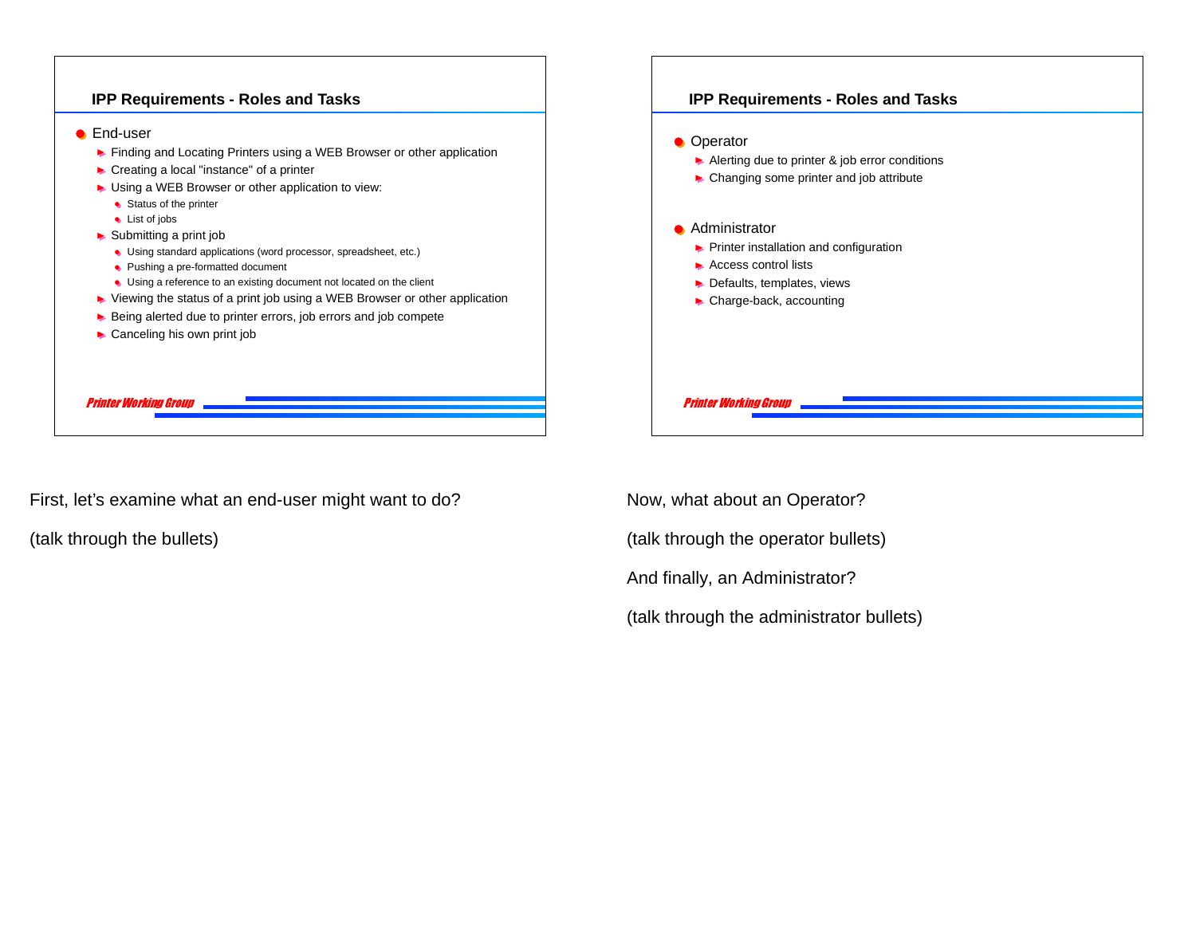## IPP Requirements - Roles and Tasks

- End-user
  - Finding and Locating Printers using a WEB Browser or other application
  - Creating a local "instance" of a printer
  - Using a WEB Browser or other application to view:
    - Status of the printer
    - List of jobs
  - Submitting a print job
    - Using standard applications (word processor, spreadsheet, etc.)
    - Pushing a pre-formatted document
    - Using a reference to an existing document not located on the client
  - Viewing the status of a print job using a WEB Browser or other application
  - Being alerted due to printer errors, job errors and job compete
  - Canceling his own print job

*Printer Working Group*

First, let's examine what an end-user might want to do?

(talk through the bullets)

## IPP Requirements - Roles and Tasks

- Operator
  - Alerting due to printer & job error conditions
  - Changing some printer and job attribute
- Administrator
  - Printer installation and configuration
  - Access control lists
  - Defaults, templates, views
  - Charge-back, accounting

*Printer Working Group*

Now, what about an Operator?

(talk through the operator bullets)

And finally, an Administrator?

(talk through the administrator bullets)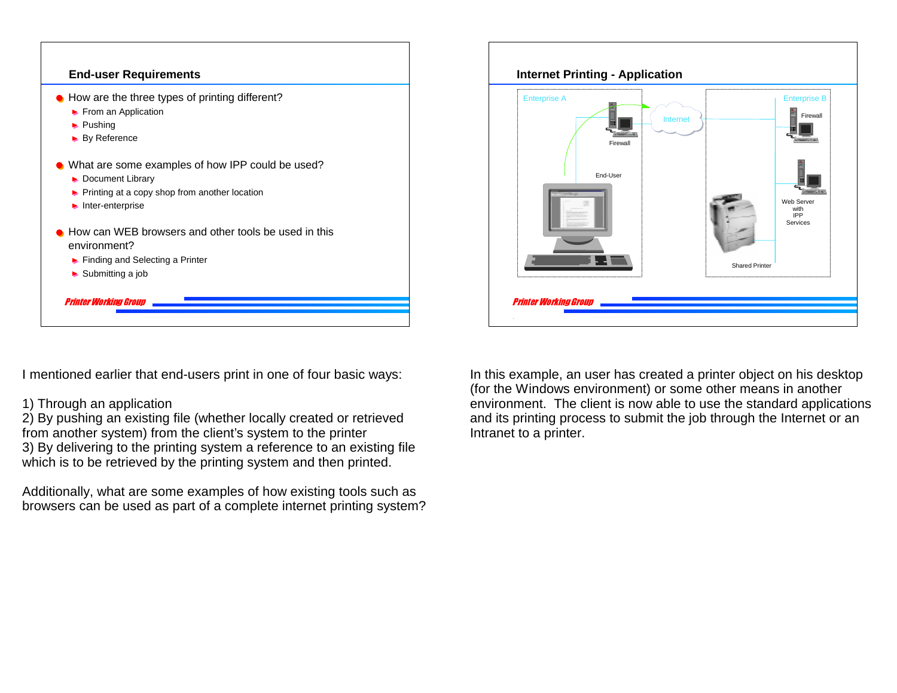## End-user Requirements

- How are the three types of printing different?
  - From an Application
  - Pushing
  - By Reference
- What are some examples of how IPP could be used?
  - Document Library
  - Printing at a copy shop from another location
  - Inter-enterprise
- How can WEB browsers and other tools be used in this environment?
  - Finding and Selecting a Printer
  - Submitting a job

I mentioned earlier that end-users print in one of four basic ways:

1) Through an application
2) By pushing an existing file (whether locally created or retrieved from another system) from the client's system to the printer
3) By delivering to the printing system a reference to an existing file which is to be retrieved by the printing system and then printed.

Additionally, what are some examples of how existing tools such as browsers can be used as part of a complete internet printing system?

## Internet Printing - Application

Enterprise A — Firewall — End-User — Internet — Enterprise B — Firewall — Web Server with IPP Services — Shared Printer

In this example, an user has created a printer object on his desktop (for the Windows environment) or some other means in another environment. The client is now able to use the standard applications and its printing process to submit the job through the Internet or an Intranet to a printer.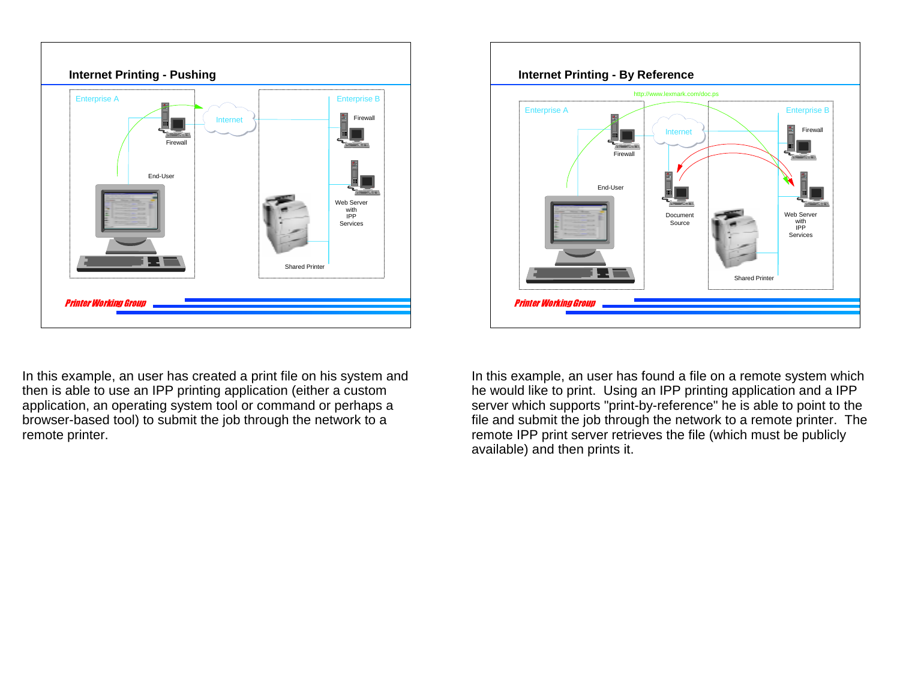## Internet Printing - Pushing

Enterprise A

Internet

Enterprise B

Firewall

Firewall

End-User

Web Server with IPP Services

Shared Printer

Printer Working Group

In this example, an user has created a print file on his system and then is able to use an IPP printing application (either a custom application, an operating system tool or command or perhaps a browser-based tool) to submit the job through the network to a remote printer.

## Internet Printing - By Reference

http://www.lexmark.com/doc.ps

Enterprise A

Internet

Enterprise B

Firewall

Firewall

End-User

Document Source

Web Server with IPP Services

Shared Printer

Printer Working Group

In this example, an user has found a file on a remote system which he would like to print. Using an IPP printing application and a IPP server which supports "print-by-reference" he is able to point to the file and submit the job through the network to a remote printer. The remote IPP print server retrieves the file (which must be publicly available) and then prints it.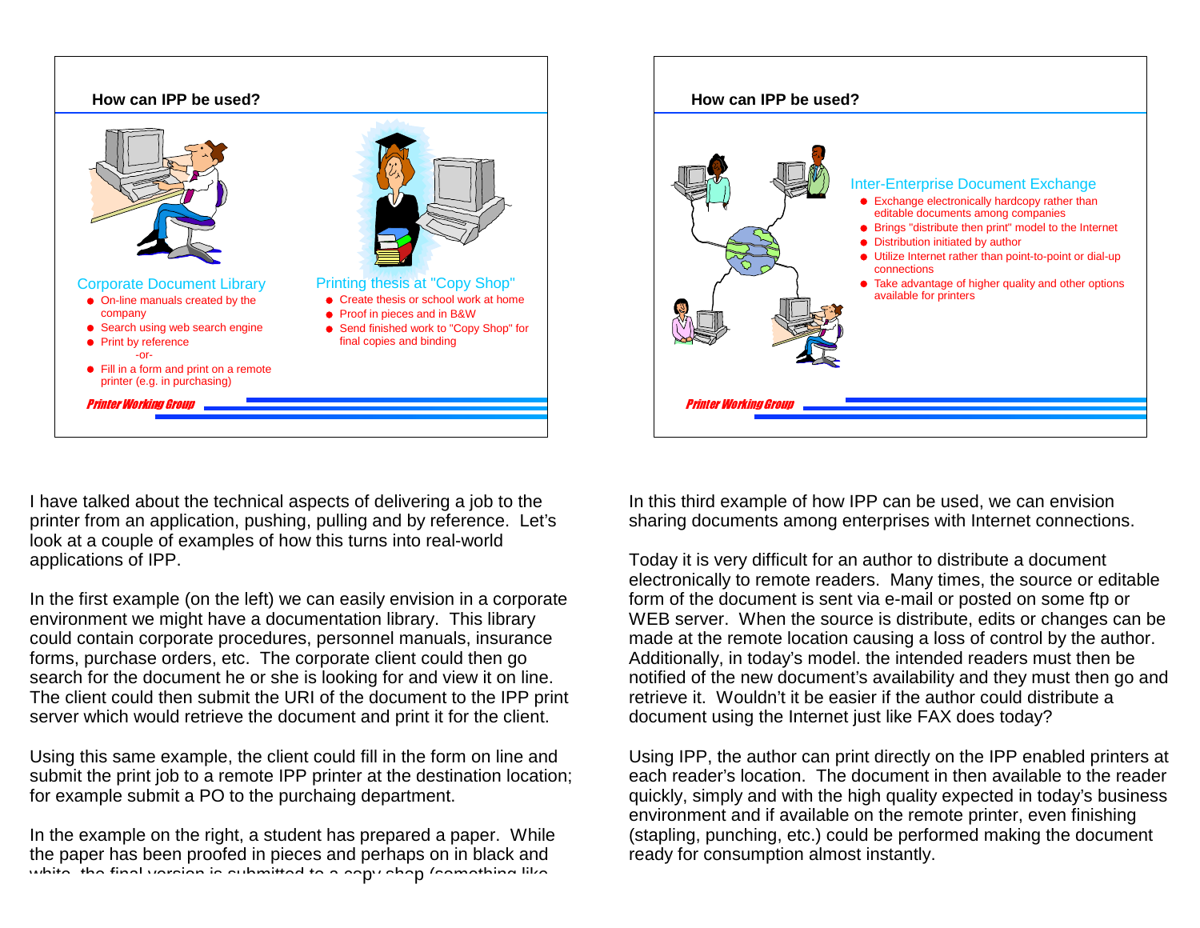## How can IPP be used?

### Corporate Document Library

- On-line manuals created by the company
- Search using web search engine
- Print by reference

  -or-
- Fill in a form and print on a remote printer (e.g. in purchasing)

### Printing thesis at "Copy Shop"

- Create thesis or school work at home
- Proof in pieces and in B&W
- Send finished work to "Copy Shop" for final copies and binding

*Printer Working Group*

I have talked about the technical aspects of delivering a job to the printer from an application, pushing, pulling and by reference. Let's look at a couple of examples of how this turns into real-world applications of IPP.

In the first example (on the left) we can easily envision in a corporate environment we might have a documentation library. This library could contain corporate procedures, personnel manuals, insurance forms, purchase orders, etc. The corporate client could then go search for the document he or she is looking for and view it on line. The client could then submit the URI of the document to the IPP print server which would retrieve the document and print it for the client.

Using this same example, the client could fill in the form on line and submit the print job to a remote IPP printer at the destination location; for example submit a PO to the purchaing department.

In the example on the right, a student has prepared a paper. While the paper has been proofed in pieces and perhaps on in black and white, the final version is submitted to a copy shop (something like

## How can IPP be used?

### Inter-Enterprise Document Exchange

- Exchange electronically hardcopy rather than editable documents among companies
- Brings "distribute then print" model to the Internet
- Distribution initiated by author
- Utilize Internet rather than point-to-point or dial-up connections
- Take advantage of higher quality and other options available for printers

*Printer Working Group*

In this third example of how IPP can be used, we can envision sharing documents among enterprises with Internet connections.

Today it is very difficult for an author to distribute a document electronically to remote readers. Many times, the source or editable form of the document is sent via e-mail or posted on some ftp or WEB server. When the source is distribute, edits or changes can be made at the remote location causing a loss of control by the author. Additionally, in today's model. the intended readers must then be notified of the new document's availability and they must then go and retrieve it. Wouldn't it be easier if the author could distribute a document using the Internet just like FAX does today?

Using IPP, the author can print directly on the IPP enabled printers at each reader's location. The document in then available to the reader quickly, simply and with the high quality expected in today's business environment and if available on the remote printer, even finishing (stapling, punching, etc.) could be performed making the document ready for consumption almost instantly.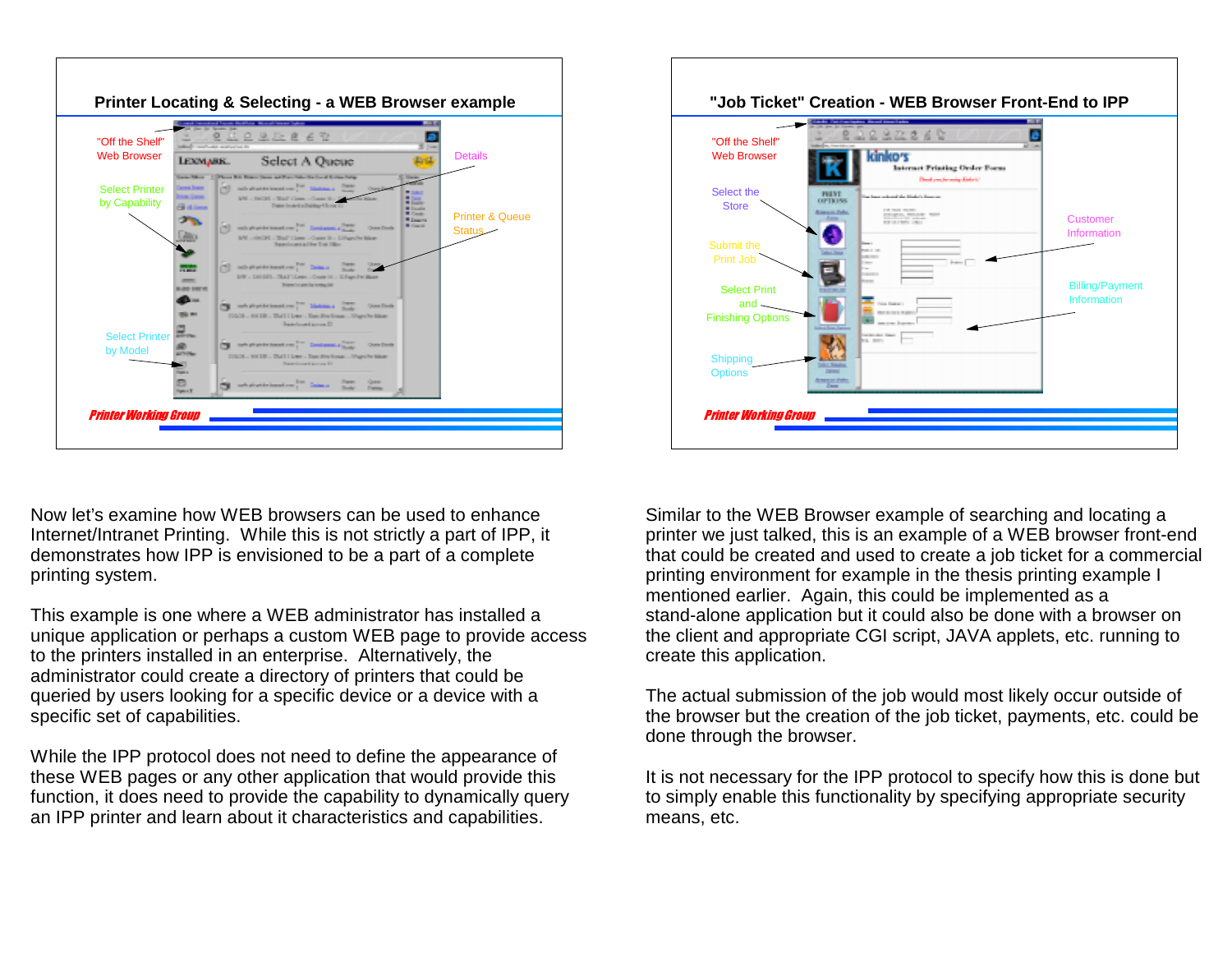## Printer Locating & Selecting - a WEB Browser example

"Off the Shelf" Web Browser

Select Printer by Capability

Select Printer by Model

Details

Printer & Queue Status

*Printer Working Group*

Now let's examine how WEB browsers can be used to enhance Internet/Intranet Printing. While this is not strictly a part of IPP, it demonstrates how IPP is envisioned to be a part of a complete printing system.

This example is one where a WEB administrator has installed a unique application or perhaps a custom WEB page to provide access to the printers installed in an enterprise. Alternatively, the administrator could create a directory of printers that could be queried by users looking for a specific device or a device with a specific set of capabilities.

While the IPP protocol does not need to define the appearance of these WEB pages or any other application that would provide this function, it does need to provide the capability to dynamically query an IPP printer and learn about it characteristics and capabilities.

## "Job Ticket" Creation - WEB Browser Front-End to IPP

"Off the Shelf" Web Browser

Select the Store

Submit the Print Job

Select Print and Finishing Options

Shipping Options

Customer Information

Billing/Payment Information

*Printer Working Group*

Similar to the WEB Browser example of searching and locating a printer we just talked, this is an example of a WEB browser front-end that could be created and used to create a job ticket for a commercial printing environment for example in the thesis printing example I mentioned earlier. Again, this could be implemented as a stand-alone application but it could also be done with a browser on the client and appropriate CGI script, JAVA applets, etc. running to create this application.

The actual submission of the job would most likely occur outside of the browser but the creation of the job ticket, payments, etc. could be done through the browser.

It is not necessary for the IPP protocol to specify how this is done but to simply enable this functionality by specifying appropriate security means, etc.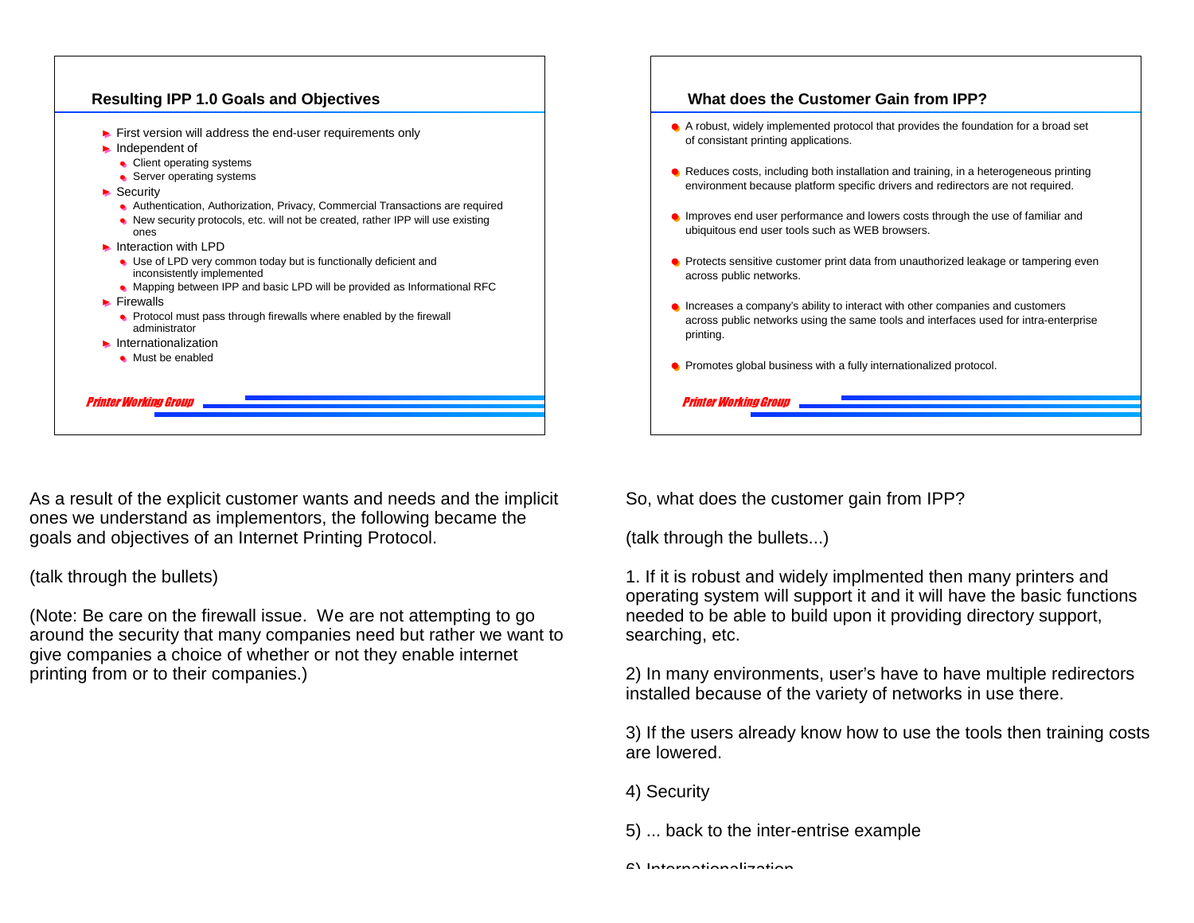## Resulting IPP 1.0 Goals and Objectives

- First version will address the end-user requirements only
- Independent of
  - Client operating systems
  - Server operating systems
- Security
  - Authentication, Authorization, Privacy, Commercial Transactions are required
  - New security protocols, etc. will not be created, rather IPP will use existing ones
- Interaction with LPD
  - Use of LPD very common today but is functionally deficient and inconsistently implemented
  - Mapping between IPP and basic LPD will be provided as Informational RFC
- Firewalls
  - Protocol must pass through firewalls where enabled by the firewall administrator
- Internationalization
  - Must be enabled

*Printer Working Group*

As a result of the explicit customer wants and needs and the implicit ones we understand as implementors, the following became the goals and objectives of an Internet Printing Protocol.

(talk through the bullets)

(Note: Be care on the firewall issue. We are not attempting to go around the security that many companies need but rather we want to give companies a choice of whether or not they enable internet printing from or to their companies.)

## What does the Customer Gain from IPP?

- A robust, widely implemented protocol that provides the foundation for a broad set of consistant printing applications.
- Reduces costs, including both installation and training, in a heterogeneous printing environment because platform specific drivers and redirectors are not required.
- Improves end user performance and lowers costs through the use of familiar and ubiquitous end user tools such as WEB browsers.
- Protects sensitive customer print data from unauthorized leakage or tampering even across public networks.
- Increases a company's ability to interact with other companies and customers across public networks using the same tools and interfaces used for intra-enterprise printing.
- Promotes global business with a fully internationalized protocol.

*Printer Working Group*

So, what does the customer gain from IPP?

(talk through the bullets...)

1. If it is robust and widely implmented then many printers and operating system will support it and it will have the basic functions needed to be able to build upon it providing directory support, searching, etc.

2) In many environments, user's have to have multiple redirectors installed because of the variety of networks in use there.

3) If the users already know how to use the tools then training costs are lowered.

4) Security

5) ... back to the inter-entrise example

6) Internationalization